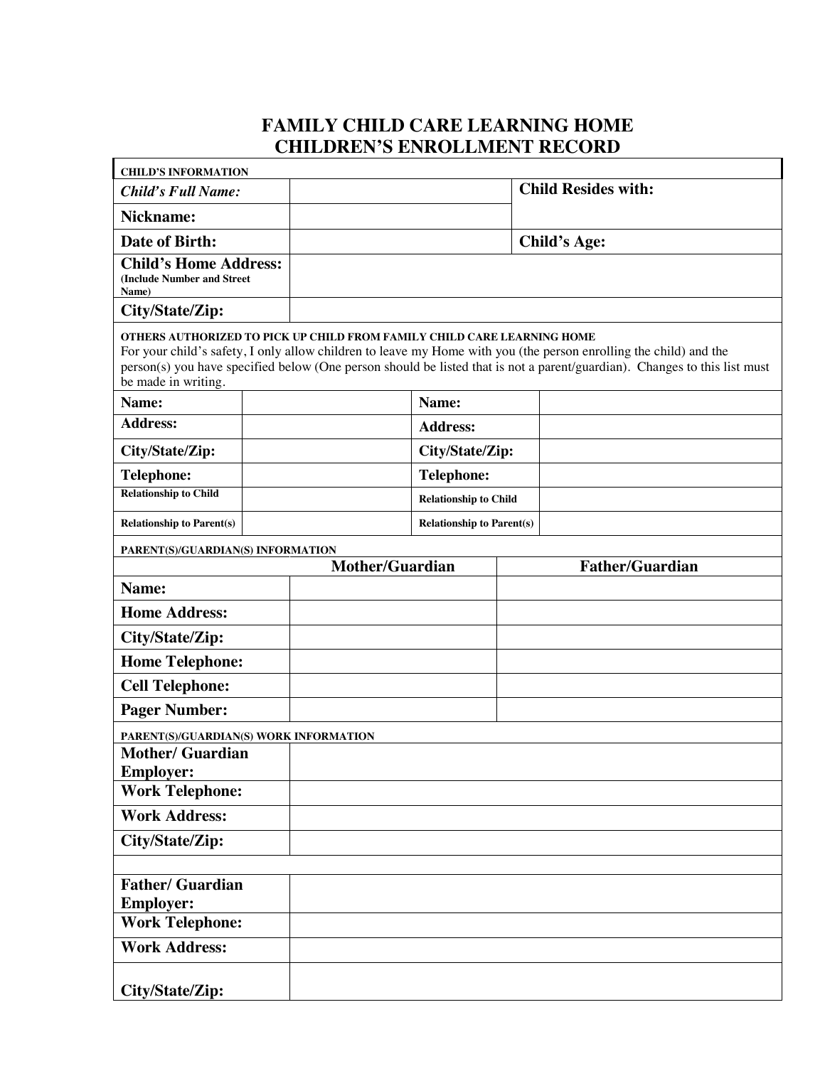# FAMILY CHILD CARE LEARNING HOME
# CHILDREN'S ENROLLMENT RECORD

**CHILD'S INFORMATION**

| | | |
|---|---|---|
| ***Child's Full Name:*** | | **Child Resides with:** |
| **Nickname:** | | |
| **Date of Birth:** | | **Child's Age:** |
| **Child's Home Address:** (Include Number and Street Name) | | |
| **City/State/Zip:** | | |

**OTHERS AUTHORIZED TO PICK UP CHILD FROM FAMILY CHILD CARE LEARNING HOME**

For your child's safety, I only allow children to leave my Home with you (the person enrolling the child) and the person(s) you have specified below (One person should be listed that is not a parent/guardian). Changes to this list must be made in writing.

| | | | |
|---|---|---|---|
| **Name:** | | **Name:** | |
| **Address:** | | **Address:** | |
| **City/State/Zip:** | | **City/State/Zip:** | |
| **Telephone:** | | **Telephone:** | |
| **Relationship to Child** | | **Relationship to Child** | |
| **Relationship to Parent(s)** | | **Relationship to Parent(s)** | |

**PARENT(S)/GUARDIAN(S) INFORMATION**

| | Mother/Guardian | Father/Guardian |
|---|---|---|
| **Name:** | | |
| **Home Address:** | | |
| **City/State/Zip:** | | |
| **Home Telephone:** | | |
| **Cell Telephone:** | | |
| **Pager Number:** | | |

**PARENT(S)/GUARDIAN(S) WORK INFORMATION**

| | |
|---|---|
| **Mother/ Guardian Employer:** | |
| **Work Telephone:** | |
| **Work Address:** | |
| **City/State/Zip:** | |
| | |
| **Father/ Guardian Employer:** | |
| **Work Telephone:** | |
| **Work Address:** | |
| **City/State/Zip:** | |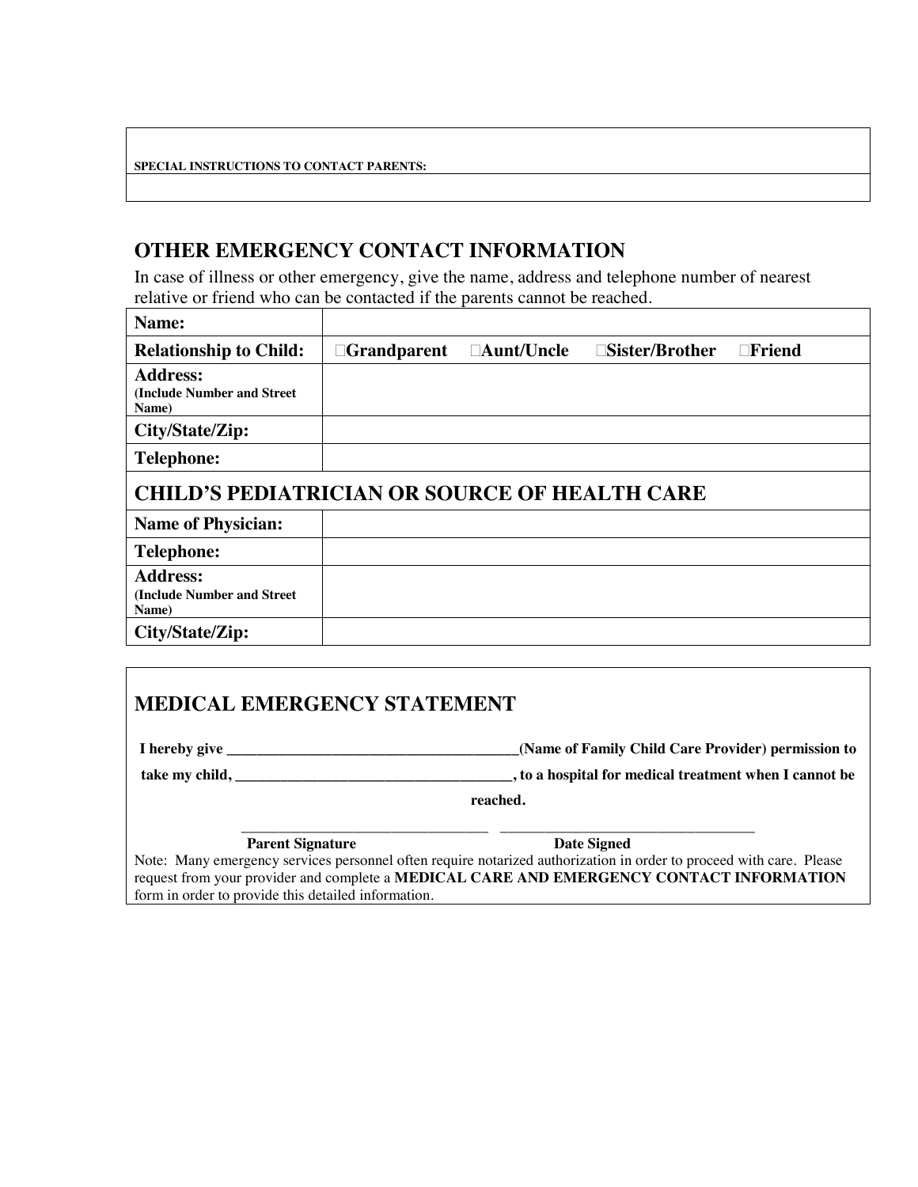| SPECIAL INSTRUCTIONS TO CONTACT PARENTS: |
|---|
| |

## OTHER EMERGENCY CONTACT INFORMATION

In case of illness or other emergency, give the name, address and telephone number of nearest relative or friend who can be contacted if the parents cannot be reached.

| | |
|---|---|
| **Name:** | |
| **Relationship to Child:** | ☐**Grandparent** ☐**Aunt/Uncle** ☐**Sister/Brother** ☐**Friend** |
| **Address:** (Include Number and Street Name) | |
| **City/State/Zip:** | |
| **Telephone:** | |
| **CHILD'S PEDIATRICIAN OR SOURCE OF HEALTH CARE** | |
| **Name of Physician:** | |
| **Telephone:** | |
| **Address:** (Include Number and Street Name) | |
| **City/State/Zip:** | |

## MEDICAL EMERGENCY STATEMENT

**I hereby give _______________________________________(Name of Family Child Care Provider) permission to take my child, ____________________________________, to a hospital for medical treatment when I cannot be reached.**

_________________________________ _________________________________

**Parent Signature** **Date Signed**

Note: Many emergency services personnel often require notarized authorization in order to proceed with care. Please request from your provider and complete a **MEDICAL CARE AND EMERGENCY CONTACT INFORMATION** form in order to provide this detailed information.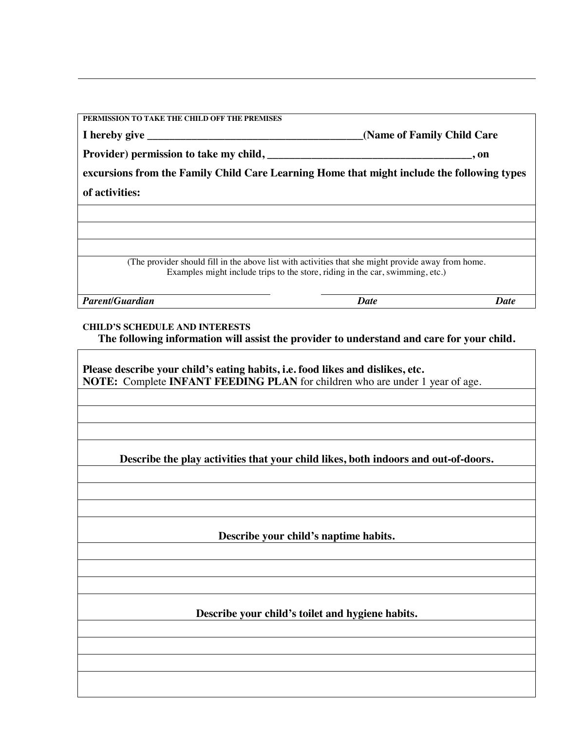**PERMISSION TO TAKE THE CHILD OFF THE PREMISES**

**I hereby give ________________________________________(Name of Family Child Care Provider) permission to take my child, _____________________________________, on excursions from the Family Child Care Learning Home that might include the following types of activities:**

_____________________________________________

_____________________________________________

_____________________________________________

(The provider should fill in the above list with activities that she might provide away from home. Examples might include trips to the store, riding in the car, swimming, etc.)

| ***Parent/Guardian*** | ***Date*** | ***Date*** |
|---|---|---|

**CHILD'S SCHEDULE AND INTERESTS**

**The following information will assist the provider to understand and care for your child.**

**Please describe your child's eating habits, i.e. food likes and dislikes, etc.**
**NOTE:** Complete **INFANT FEEDING PLAN** for children who are under 1 year of age.

_____________________________________________

_____________________________________________

_____________________________________________

**Describe the play activities that your child likes, both indoors and out-of-doors.**

_____________________________________________

_____________________________________________

_____________________________________________

**Describe your child's naptime habits.**

_____________________________________________

_____________________________________________

_____________________________________________

**Describe your child's toilet and hygiene habits.**

_____________________________________________

_____________________________________________

_____________________________________________

_____________________________________________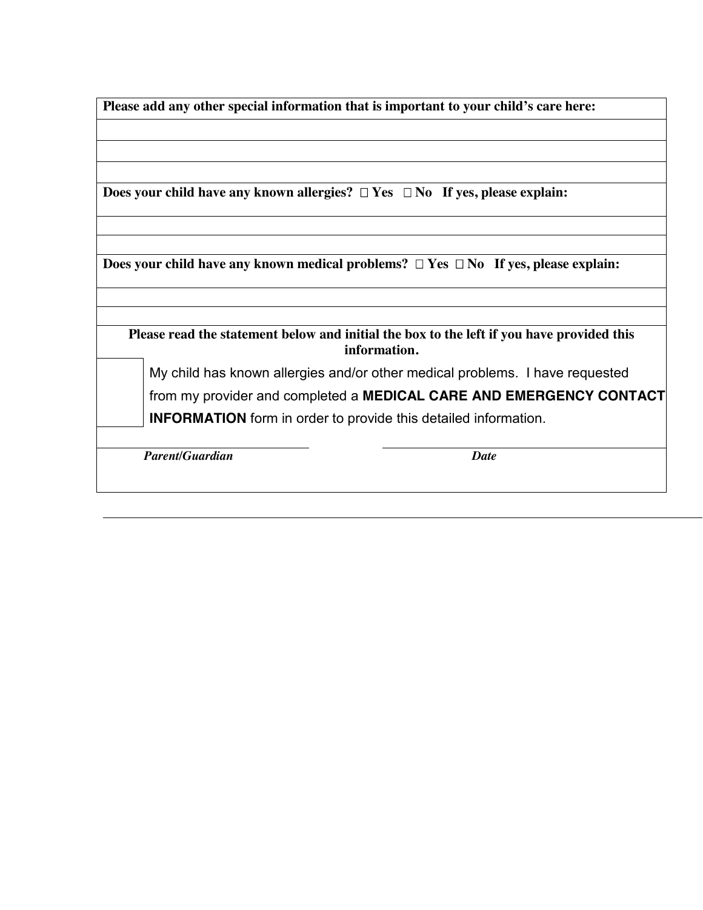**Please add any other special information that is important to your child's care here:**

&nbsp;

&nbsp;

&nbsp;

**Does your child have any known allergies?** ☐ **Yes** ☐ **No** **If yes, please explain:**

&nbsp;

&nbsp;

**Does your child have any known medical problems?** ☐ **Yes** ☐ **No** **If yes, please explain:**

&nbsp;

&nbsp;

**Please read the statement below and initial the box to the left if you have provided this information.**

| ☐ | My child has known allergies and/or other medical problems. I have requested from my provider and completed a **MEDICAL CARE AND EMERGENCY CONTACT INFORMATION** form in order to provide this detailed information. |
|---|---|

______________________________ ______________________________

***Parent/Guardian*** ***Date***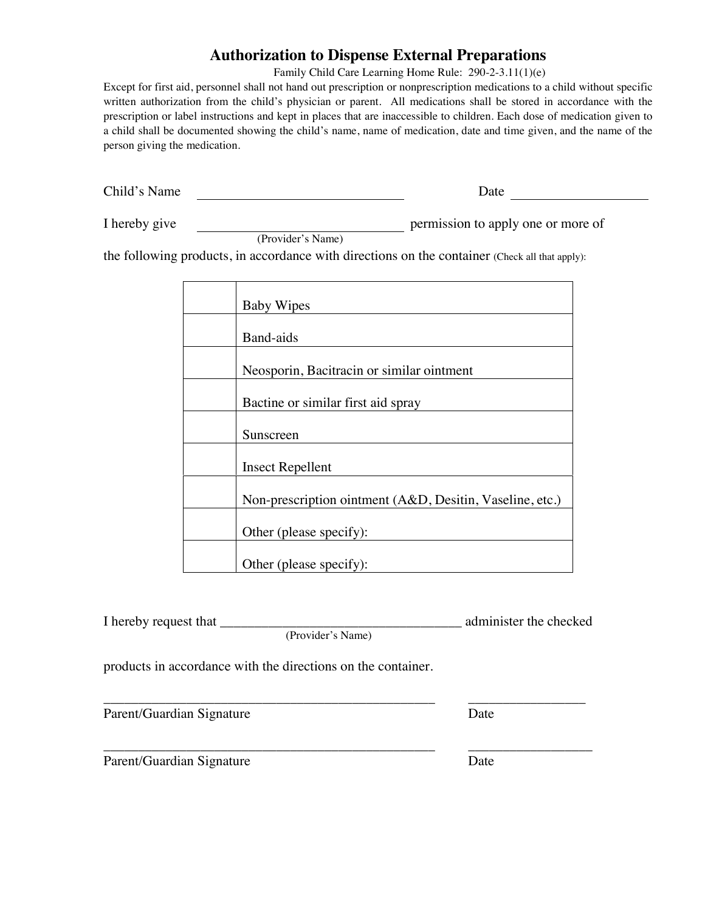# Authorization to Dispense External Preparations

Family Child Care Learning Home Rule: 290-2-3.11(1)(e)

Except for first aid, personnel shall not hand out prescription or nonprescription medications to a child without specific written authorization from the child's physician or parent. All medications shall be stored in accordance with the prescription or label instructions and kept in places that are inaccessible to children. Each dose of medication given to a child shall be documented showing the child's name, name of medication, date and time given, and the name of the person giving the medication.

Child's Name ______________________________ Date ____________________

I hereby give ______________________________ permission to apply one or more of
(Provider's Name)

the following products, in accordance with directions on the container (Check all that apply):

| | |
|---|---|
| | Baby Wipes |
| | Band-aids |
| | Neosporin, Bacitracin or similar ointment |
| | Bactine or similar first aid spray |
| | Sunscreen |
| | Insect Repellent |
| | Non-prescription ointment (A&D, Desitin, Vaseline, etc.) |
| | Other (please specify): |
| | Other (please specify): |

I hereby request that ___________________________________ administer the checked
(Provider's Name)

products in accordance with the directions on the container.

_________________________________________________ ________________
Parent/Guardian Signature Date

_________________________________________________ _________________
Parent/Guardian Signature Date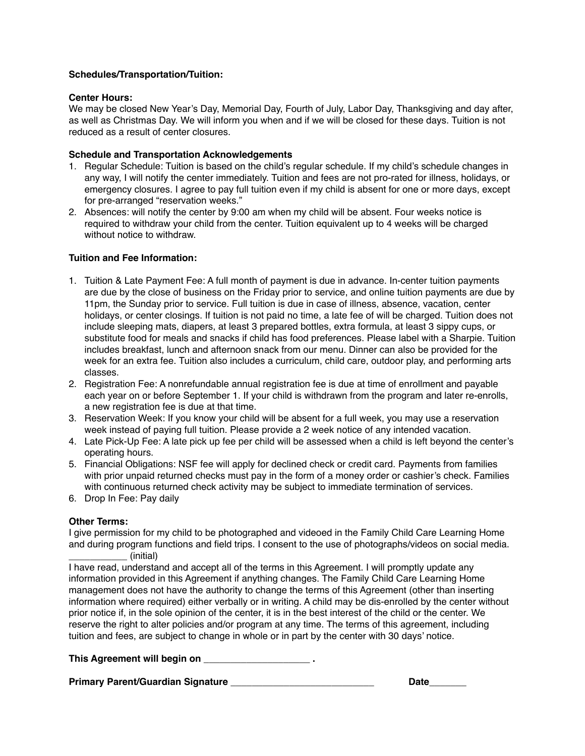**Schedules/Transportation/Tuition:**

**Center Hours:**
We may be closed New Year's Day, Memorial Day, Fourth of July, Labor Day, Thanksgiving and day after, as well as Christmas Day. We will inform you when and if we will be closed for these days. Tuition is not reduced as a result of center closures.

**Schedule and Transportation Acknowledgements**

1. Regular Schedule: Tuition is based on the child's regular schedule. If my child's schedule changes in any way, I will notify the center immediately. Tuition and fees are not pro-rated for illness, holidays, or emergency closures. I agree to pay full tuition even if my child is absent for one or more days, except for pre-arranged "reservation weeks."
2. Absences: will notify the center by 9:00 am when my child will be absent. Four weeks notice is required to withdraw your child from the center. Tuition equivalent up to 4 weeks will be charged without notice to withdraw.

**Tuition and Fee Information:**

1. Tuition & Late Payment Fee: A full month of payment is due in advance. In-center tuition payments are due by the close of business on the Friday prior to service, and online tuition payments are due by 11pm, the Sunday prior to service. Full tuition is due in case of illness, absence, vacation, center holidays, or center closings. If tuition is not paid no time, a late fee of will be charged. Tuition does not include sleeping mats, diapers, at least 3 prepared bottles, extra formula, at least 3 sippy cups, or substitute food for meals and snacks if child has food preferences. Please label with a Sharpie. Tuition includes breakfast, lunch and afternoon snack from our menu. Dinner can also be provided for the week for an extra fee. Tuition also includes a curriculum, child care, outdoor play, and performing arts classes.
2. Registration Fee: A nonrefundable annual registration fee is due at time of enrollment and payable each year on or before September 1. If your child is withdrawn from the program and later re-enrolls, a new registration fee is due at that time.
3. Reservation Week: If you know your child will be absent for a full week, you may use a reservation week instead of paying full tuition. Please provide a 2 week notice of any intended vacation.
4. Late Pick-Up Fee: A late pick up fee per child will be assessed when a child is left beyond the center's operating hours.
5. Financial Obligations: NSF fee will apply for declined check or credit card. Payments from families with prior unpaid returned checks must pay in the form of a money order or cashier's check. Families with continuous returned check activity may be subject to immediate termination of services.
6. Drop In Fee: Pay daily

**Other Terms:**
I give permission for my child to be photographed and videoed in the Family Child Care Learning Home and during program functions and field trips. I consent to the use of photographs/videos on social media. ___________ (initial)
I have read, understand and accept all of the terms in this Agreement. I will promptly update any information provided in this Agreement if anything changes. The Family Child Care Learning Home management does not have the authority to change the terms of this Agreement (other than inserting information where required) either verbally or in writing. A child may be dis-enrolled by the center without prior notice if, in the sole opinion of the center, it is in the best interest of the child or the center. We reserve the right to alter policies and/or program at any time. The terms of this agreement, including tuition and fees, are subject to change in whole or in part by the center with 30 days' notice.

**This Agreement will begin on ____________________ .**

**Primary Parent/Guardian Signature ____________________________** **Date_______**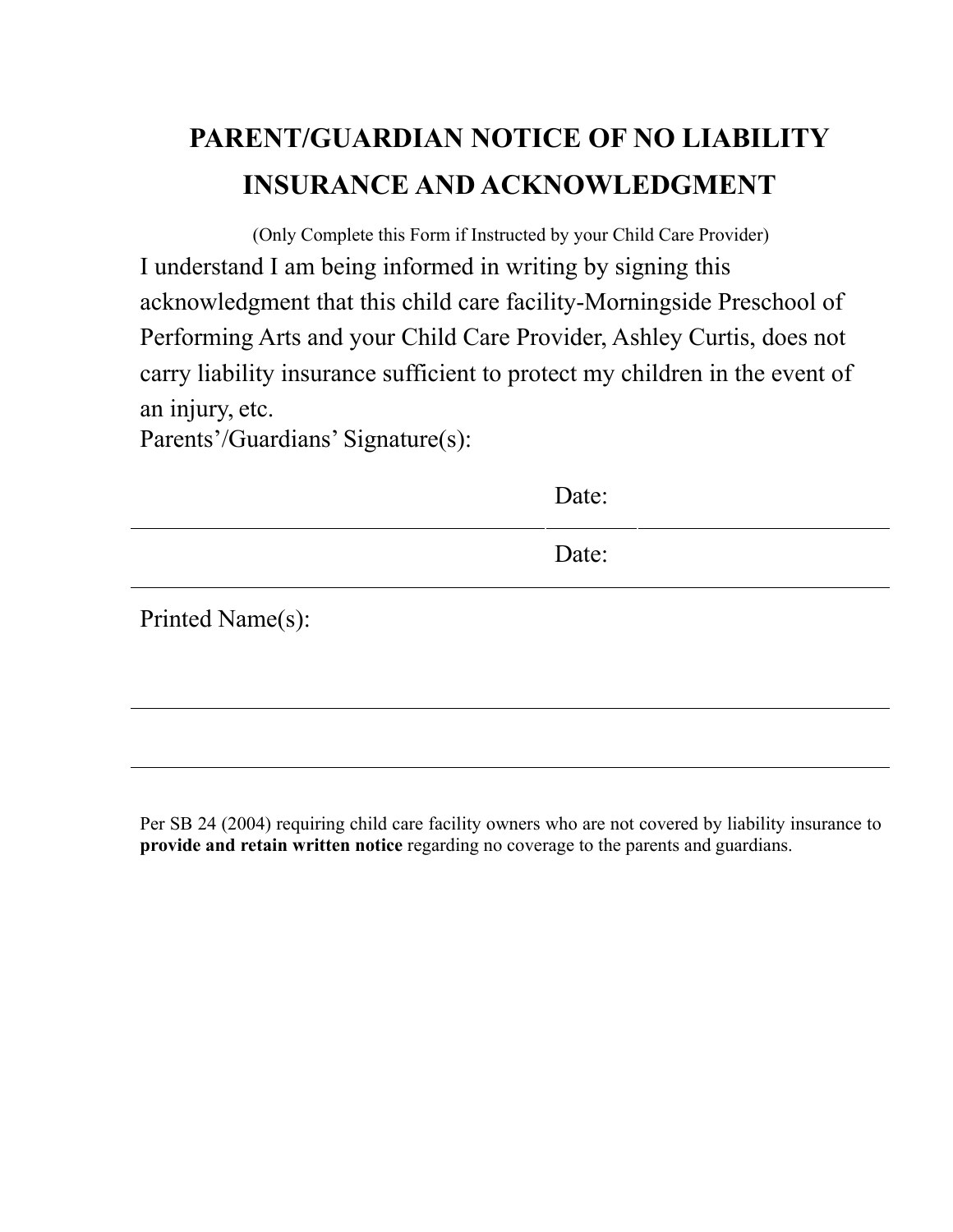# PARENT/GUARDIAN NOTICE OF NO LIABILITY INSURANCE AND ACKNOWLEDGMENT

(Only Complete this Form if Instructed by your Child Care Provider)

I understand I am being informed in writing by signing this acknowledgment that this child care facility-Morningside Preschool of Performing Arts and your Child Care Provider, Ashley Curtis, does not carry liability insurance sufficient to protect my children in the event of an injury, etc.

Parents'/Guardians' Signature(s):

\_\_\_\_\_\_\_\_\_\_\_\_\_\_\_\_\_\_\_\_\_\_\_\_\_\_\_\_\_\_\_\_ Date: \_\_\_\_\_\_\_\_\_\_\_\_\_\_\_\_\_\_\_\_

\_\_\_\_\_\_\_\_\_\_\_\_\_\_\_\_\_\_\_\_\_\_\_\_\_\_\_\_\_\_\_\_ Date: \_\_\_\_\_\_\_\_\_\_\_\_\_\_\_\_\_\_\_\_

Printed Name(s):

\_\_\_\_\_\_\_\_\_\_\_\_\_\_\_\_\_\_\_\_\_\_\_\_\_\_\_\_\_\_\_\_\_\_\_\_\_\_\_\_\_\_\_\_\_\_\_\_\_\_\_\_

\_\_\_\_\_\_\_\_\_\_\_\_\_\_\_\_\_\_\_\_\_\_\_\_\_\_\_\_\_\_\_\_\_\_\_\_\_\_\_\_\_\_\_\_\_\_\_\_\_\_\_\_

Per SB 24 (2004) requiring child care facility owners who are not covered by liability insurance to **provide and retain written notice** regarding no coverage to the parents and guardians.